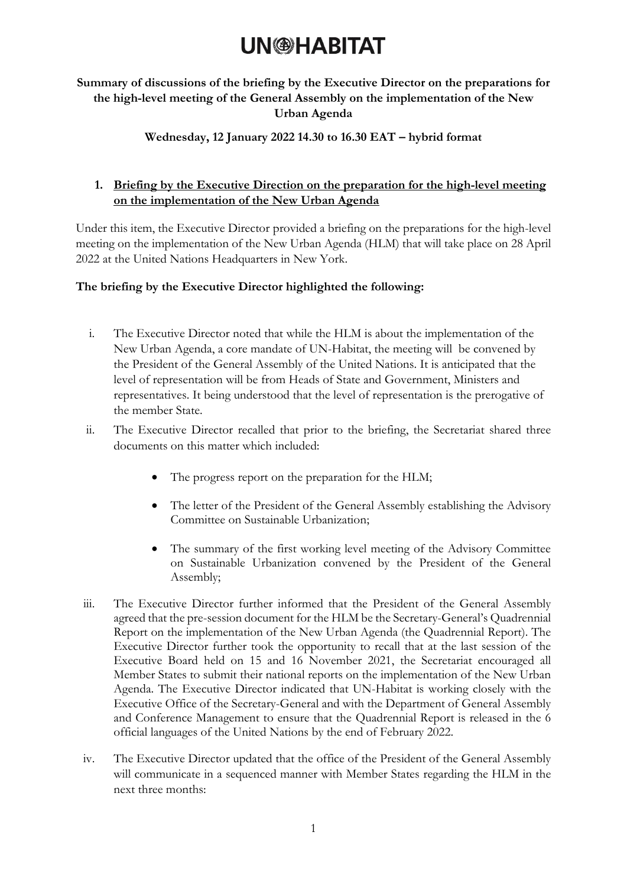# UN-HABITAT

**Summary of discussions of the briefing by the Executive Director on the preparations for the high-level meeting of the General Assembly on the implementation of the New Urban Agenda**

**Wednesday, 12 January 2022 14.30 to 16.30 EAT – hybrid format**

## 1. Briefing by the Executive Direction on the preparation for the high-level meeting on the implementation of the New Urban Agenda

Under this item, the Executive Director provided a briefing on the preparations for the high-level meeting on the implementation of the New Urban Agenda (HLM) that will take place on 28 April 2022 at the United Nations Headquarters in New York.

**The briefing by the Executive Director highlighted the following:**

i. The Executive Director noted that while the HLM is about the implementation of the New Urban Agenda, a core mandate of UN-Habitat, the meeting will be convened by the President of the General Assembly of the United Nations. It is anticipated that the level of representation will be from Heads of State and Government, Ministers and representatives. It being understood that the level of representation is the prerogative of the member State.

ii. The Executive Director recalled that prior to the briefing, the Secretariat shared three documents on this matter which included:

- The progress report on the preparation for the HLM;
- The letter of the President of the General Assembly establishing the Advisory Committee on Sustainable Urbanization;
- The summary of the first working level meeting of the Advisory Committee on Sustainable Urbanization convened by the President of the General Assembly;

iii. The Executive Director further informed that the President of the General Assembly agreed that the pre-session document for the HLM be the Secretary-General's Quadrennial Report on the implementation of the New Urban Agenda (the Quadrennial Report). The Executive Director further took the opportunity to recall that at the last session of the Executive Board held on 15 and 16 November 2021, the Secretariat encouraged all Member States to submit their national reports on the implementation of the New Urban Agenda. The Executive Director indicated that UN-Habitat is working closely with the Executive Office of the Secretary-General and with the Department of General Assembly and Conference Management to ensure that the Quadrennial Report is released in the 6 official languages of the United Nations by the end of February 2022.

iv. The Executive Director updated that the office of the President of the General Assembly will communicate in a sequenced manner with Member States regarding the HLM in the next three months: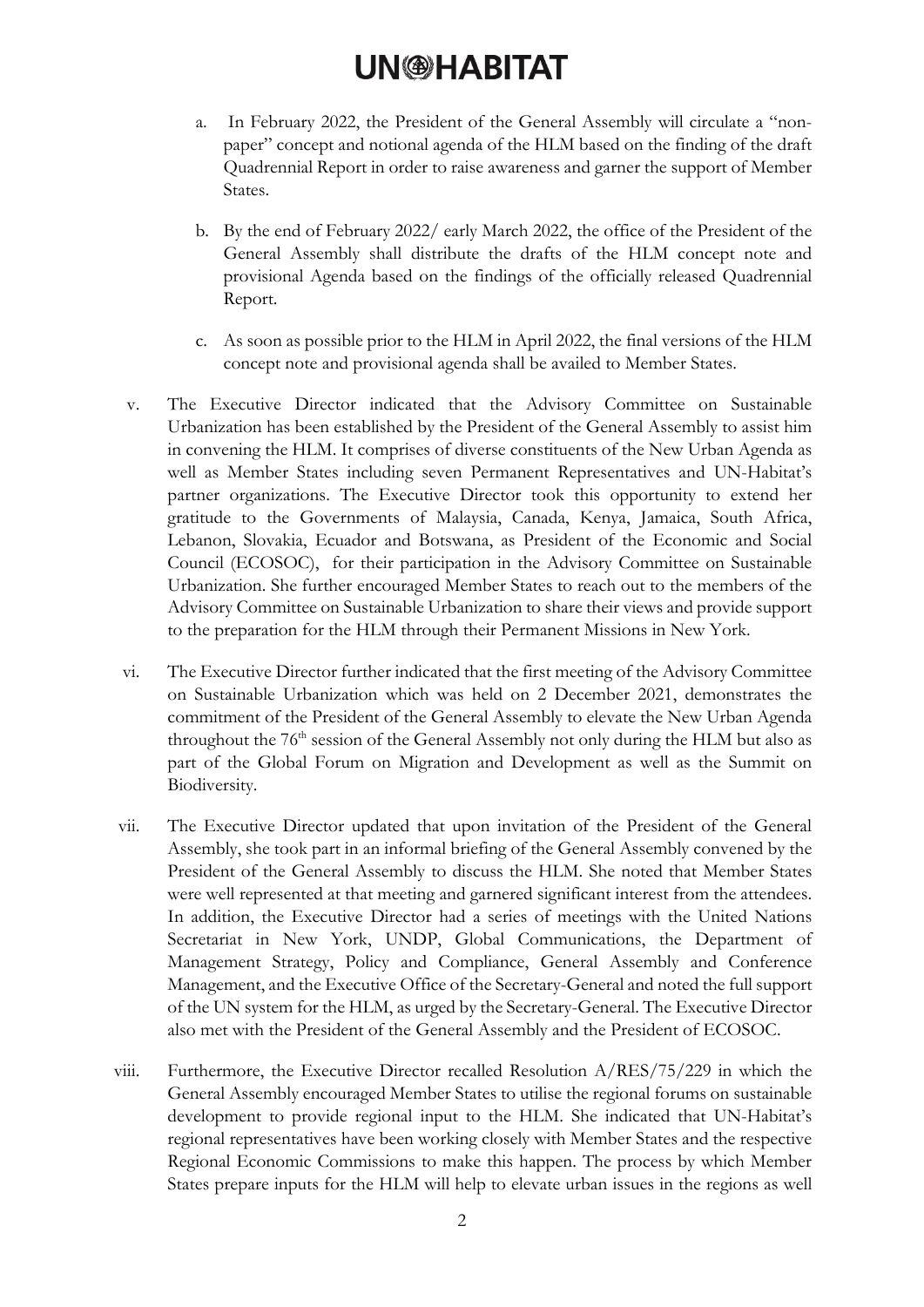a. In February 2022, the President of the General Assembly will circulate a "non-paper" concept and notional agenda of the HLM based on the finding of the draft Quadrennial Report in order to raise awareness and garner the support of Member States.

b. By the end of February 2022/ early March 2022, the office of the President of the General Assembly shall distribute the drafts of the HLM concept note and provisional Agenda based on the findings of the officially released Quadrennial Report.

c. As soon as possible prior to the HLM in April 2022, the final versions of the HLM concept note and provisional agenda shall be availed to Member States.

v. The Executive Director indicated that the Advisory Committee on Sustainable Urbanization has been established by the President of the General Assembly to assist him in convening the HLM. It comprises of diverse constituents of the New Urban Agenda as well as Member States including seven Permanent Representatives and UN-Habitat's partner organizations. The Executive Director took this opportunity to extend her gratitude to the Governments of Malaysia, Canada, Kenya, Jamaica, South Africa, Lebanon, Slovakia, Ecuador and Botswana, as President of the Economic and Social Council (ECOSOC), for their participation in the Advisory Committee on Sustainable Urbanization. She further encouraged Member States to reach out to the members of the Advisory Committee on Sustainable Urbanization to share their views and provide support to the preparation for the HLM through their Permanent Missions in New York.

vi. The Executive Director further indicated that the first meeting of the Advisory Committee on Sustainable Urbanization which was held on 2 December 2021, demonstrates the commitment of the President of the General Assembly to elevate the New Urban Agenda throughout the 76th session of the General Assembly not only during the HLM but also as part of the Global Forum on Migration and Development as well as the Summit on Biodiversity.

vii. The Executive Director updated that upon invitation of the President of the General Assembly, she took part in an informal briefing of the General Assembly convened by the President of the General Assembly to discuss the HLM. She noted that Member States were well represented at that meeting and garnered significant interest from the attendees. In addition, the Executive Director had a series of meetings with the United Nations Secretariat in New York, UNDP, Global Communications, the Department of Management Strategy, Policy and Compliance, General Assembly and Conference Management, and the Executive Office of the Secretary-General and noted the full support of the UN system for the HLM, as urged by the Secretary-General. The Executive Director also met with the President of the General Assembly and the President of ECOSOC.

viii. Furthermore, the Executive Director recalled Resolution A/RES/75/229 in which the General Assembly encouraged Member States to utilise the regional forums on sustainable development to provide regional input to the HLM. She indicated that UN-Habitat's regional representatives have been working closely with Member States and the respective Regional Economic Commissions to make this happen. The process by which Member States prepare inputs for the HLM will help to elevate urban issues in the regions as well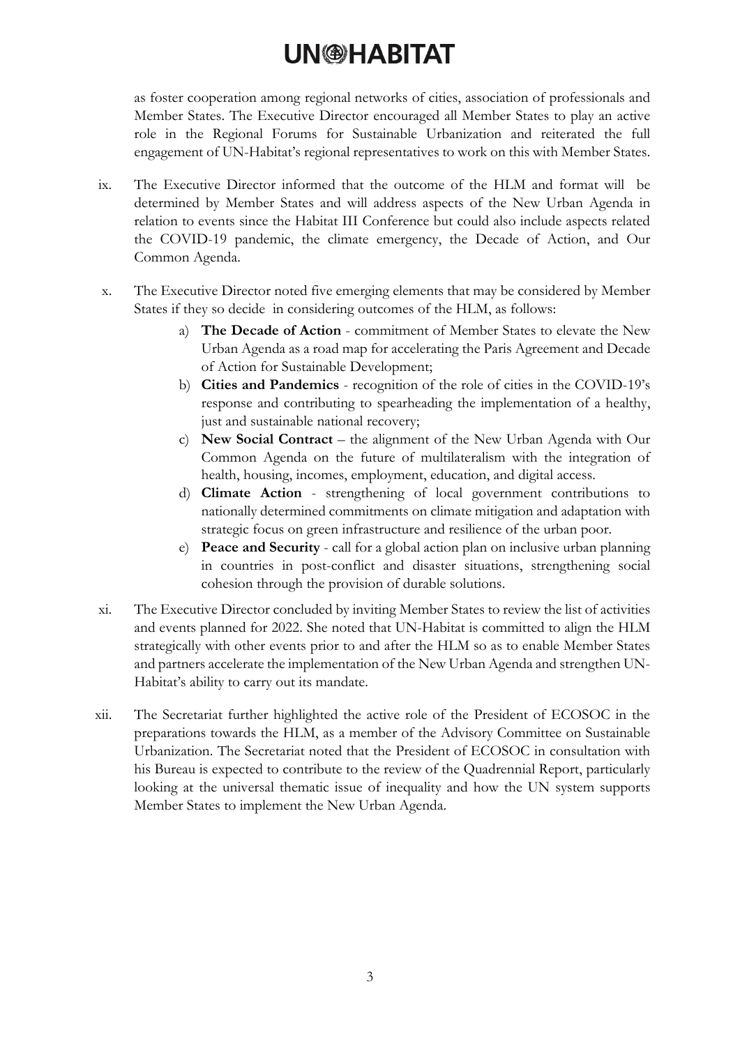as foster cooperation among regional networks of cities, association of professionals and Member States. The Executive Director encouraged all Member States to play an active role in the Regional Forums for Sustainable Urbanization and reiterated the full engagement of UN-Habitat's regional representatives to work on this with Member States.

ix. The Executive Director informed that the outcome of the HLM and format will be determined by Member States and will address aspects of the New Urban Agenda in relation to events since the Habitat III Conference but could also include aspects related the COVID-19 pandemic, the climate emergency, the Decade of Action, and Our Common Agenda.

x. The Executive Director noted five emerging elements that may be considered by Member States if they so decide in considering outcomes of the HLM, as follows:

   a) **The Decade of Action** - commitment of Member States to elevate the New Urban Agenda as a road map for accelerating the Paris Agreement and Decade of Action for Sustainable Development;
   b) **Cities and Pandemics** - recognition of the role of cities in the COVID-19's response and contributing to spearheading the implementation of a healthy, just and sustainable national recovery;
   c) **New Social Contract** – the alignment of the New Urban Agenda with Our Common Agenda on the future of multilateralism with the integration of health, housing, incomes, employment, education, and digital access.
   d) **Climate Action** - strengthening of local government contributions to nationally determined commitments on climate mitigation and adaptation with strategic focus on green infrastructure and resilience of the urban poor.
   e) **Peace and Security** - call for a global action plan on inclusive urban planning in countries in post-conflict and disaster situations, strengthening social cohesion through the provision of durable solutions.

xi. The Executive Director concluded by inviting Member States to review the list of activities and events planned for 2022. She noted that UN-Habitat is committed to align the HLM strategically with other events prior to and after the HLM so as to enable Member States and partners accelerate the implementation of the New Urban Agenda and strengthen UN-Habitat's ability to carry out its mandate.

xii. The Secretariat further highlighted the active role of the President of ECOSOC in the preparations towards the HLM, as a member of the Advisory Committee on Sustainable Urbanization. The Secretariat noted that the President of ECOSOC in consultation with his Bureau is expected to contribute to the review of the Quadrennial Report, particularly looking at the universal thematic issue of inequality and how the UN system supports Member States to implement the New Urban Agenda.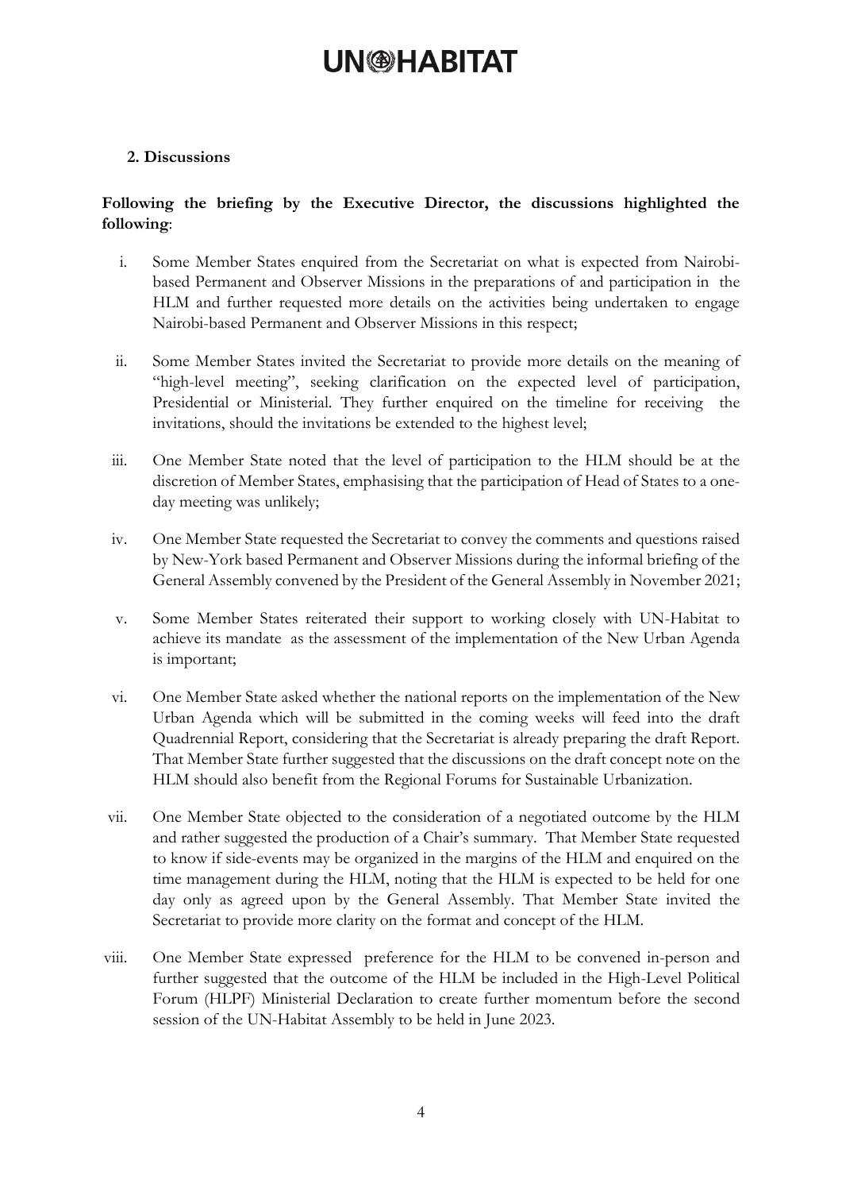**2. Discussions**

**Following the briefing by the Executive Director, the discussions highlighted the following**:

i. Some Member States enquired from the Secretariat on what is expected from Nairobi-based Permanent and Observer Missions in the preparations of and participation in the HLM and further requested more details on the activities being undertaken to engage Nairobi-based Permanent and Observer Missions in this respect;

ii. Some Member States invited the Secretariat to provide more details on the meaning of "high-level meeting", seeking clarification on the expected level of participation, Presidential or Ministerial. They further enquired on the timeline for receiving the invitations, should the invitations be extended to the highest level;

iii. One Member State noted that the level of participation to the HLM should be at the discretion of Member States, emphasising that the participation of Head of States to a one-day meeting was unlikely;

iv. One Member State requested the Secretariat to convey the comments and questions raised by New-York based Permanent and Observer Missions during the informal briefing of the General Assembly convened by the President of the General Assembly in November 2021;

v. Some Member States reiterated their support to working closely with UN-Habitat to achieve its mandate as the assessment of the implementation of the New Urban Agenda is important;

vi. One Member State asked whether the national reports on the implementation of the New Urban Agenda which will be submitted in the coming weeks will feed into the draft Quadrennial Report, considering that the Secretariat is already preparing the draft Report. That Member State further suggested that the discussions on the draft concept note on the HLM should also benefit from the Regional Forums for Sustainable Urbanization.

vii. One Member State objected to the consideration of a negotiated outcome by the HLM and rather suggested the production of a Chair's summary. That Member State requested to know if side-events may be organized in the margins of the HLM and enquired on the time management during the HLM, noting that the HLM is expected to be held for one day only as agreed upon by the General Assembly. That Member State invited the Secretariat to provide more clarity on the format and concept of the HLM.

viii. One Member State expressed preference for the HLM to be convened in-person and further suggested that the outcome of the HLM be included in the High-Level Political Forum (HLPF) Ministerial Declaration to create further momentum before the second session of the UN-Habitat Assembly to be held in June 2023.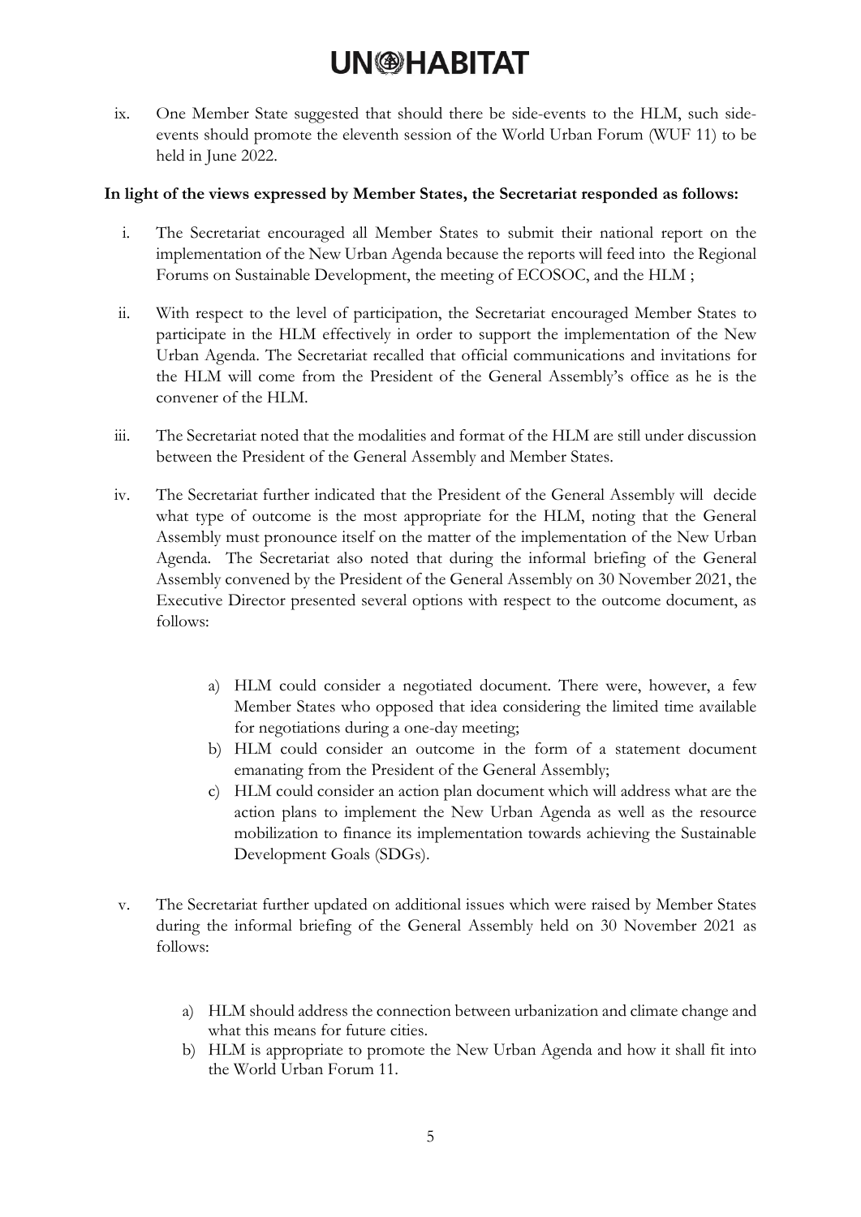ix. One Member State suggested that should there be side-events to the HLM, such side-events should promote the eleventh session of the World Urban Forum (WUF 11) to be held in June 2022.

**In light of the views expressed by Member States, the Secretariat responded as follows:**

i. The Secretariat encouraged all Member States to submit their national report on the implementation of the New Urban Agenda because the reports will feed into the Regional Forums on Sustainable Development, the meeting of ECOSOC, and the HLM ;

ii. With respect to the level of participation, the Secretariat encouraged Member States to participate in the HLM effectively in order to support the implementation of the New Urban Agenda. The Secretariat recalled that official communications and invitations for the HLM will come from the President of the General Assembly's office as he is the convener of the HLM.

iii. The Secretariat noted that the modalities and format of the HLM are still under discussion between the President of the General Assembly and Member States.

iv. The Secretariat further indicated that the President of the General Assembly will decide what type of outcome is the most appropriate for the HLM, noting that the General Assembly must pronounce itself on the matter of the implementation of the New Urban Agenda. The Secretariat also noted that during the informal briefing of the General Assembly convened by the President of the General Assembly on 30 November 2021, the Executive Director presented several options with respect to the outcome document, as follows:

   a) HLM could consider a negotiated document. There were, however, a few Member States who opposed that idea considering the limited time available for negotiations during a one-day meeting;
   b) HLM could consider an outcome in the form of a statement document emanating from the President of the General Assembly;
   c) HLM could consider an action plan document which will address what are the action plans to implement the New Urban Agenda as well as the resource mobilization to finance its implementation towards achieving the Sustainable Development Goals (SDGs).

v. The Secretariat further updated on additional issues which were raised by Member States during the informal briefing of the General Assembly held on 30 November 2021 as follows:

   a) HLM should address the connection between urbanization and climate change and what this means for future cities.
   b) HLM is appropriate to promote the New Urban Agenda and how it shall fit into the World Urban Forum 11.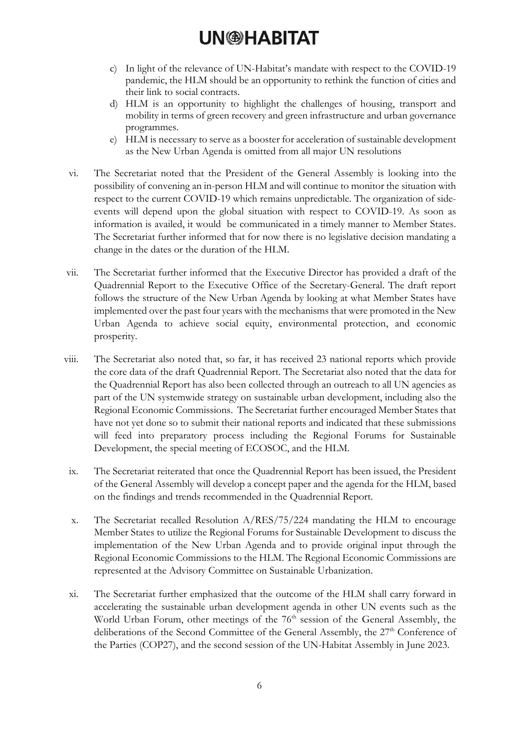c) In light of the relevance of UN-Habitat's mandate with respect to the COVID-19 pandemic, the HLM should be an opportunity to rethink the function of cities and their link to social contracts.

d) HLM is an opportunity to highlight the challenges of housing, transport and mobility in terms of green recovery and green infrastructure and urban governance programmes.

e) HLM is necessary to serve as a booster for acceleration of sustainable development as the New Urban Agenda is omitted from all major UN resolutions

vi. The Secretariat noted that the President of the General Assembly is looking into the possibility of convening an in-person HLM and will continue to monitor the situation with respect to the current COVID-19 which remains unpredictable. The organization of side-events will depend upon the global situation with respect to COVID-19. As soon as information is availed, it would be communicated in a timely manner to Member States. The Secretariat further informed that for now there is no legislative decision mandating a change in the dates or the duration of the HLM.

vii. The Secretariat further informed that the Executive Director has provided a draft of the Quadrennial Report to the Executive Office of the Secretary-General. The draft report follows the structure of the New Urban Agenda by looking at what Member States have implemented over the past four years with the mechanisms that were promoted in the New Urban Agenda to achieve social equity, environmental protection, and economic prosperity.

viii. The Secretariat also noted that, so far, it has received 23 national reports which provide the core data of the draft Quadrennial Report. The Secretariat also noted that the data for the Quadrennial Report has also been collected through an outreach to all UN agencies as part of the UN systemwide strategy on sustainable urban development, including also the Regional Economic Commissions. The Secretariat further encouraged Member States that have not yet done so to submit their national reports and indicated that these submissions will feed into preparatory process including the Regional Forums for Sustainable Development, the special meeting of ECOSOC, and the HLM.

ix. The Secretariat reiterated that once the Quadrennial Report has been issued, the President of the General Assembly will develop a concept paper and the agenda for the HLM, based on the findings and trends recommended in the Quadrennial Report.

x. The Secretariat recalled Resolution A/RES/75/224 mandating the HLM to encourage Member States to utilize the Regional Forums for Sustainable Development to discuss the implementation of the New Urban Agenda and to provide original input through the Regional Economic Commissions to the HLM. The Regional Economic Commissions are represented at the Advisory Committee on Sustainable Urbanization.

xi. The Secretariat further emphasized that the outcome of the HLM shall carry forward in accelerating the sustainable urban development agenda in other UN events such as the World Urban Forum, other meetings of the 76th session of the General Assembly, the deliberations of the Second Committee of the General Assembly, the 27th Conference of the Parties (COP27), and the second session of the UN-Habitat Assembly in June 2023.